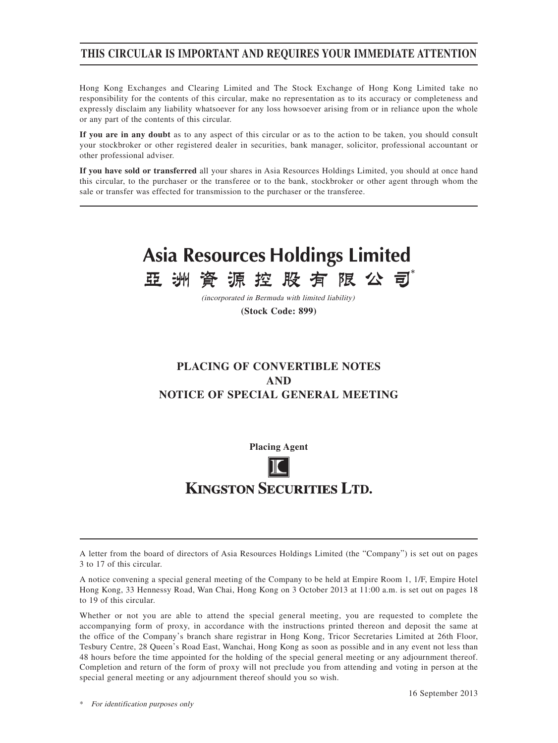**THIS CIRCULAR IS IMPORTANT AND REQUIRES YOUR IMMEDIATE ATTENTION**

Hong Kong Exchanges and Clearing Limited and The Stock Exchange of Hong Kong Limited take no responsibility for the contents of this circular, make no representation as to its accuracy or completeness and expressly disclaim any liability whatsoever for any loss howsoever arising from or in reliance upon the whole or any part of the contents of this circular.

**If you are in any doubt** as to any aspect of this circular or as to the action to be taken, you should consult your stockbroker or other registered dealer in securities, bank manager, solicitor, professional accountant or other professional adviser.

**If you have sold or transferred** all your shares in Asia Resources Holdings Limited, you should at once hand this circular, to the purchaser or the transferee or to the bank, stockbroker or other agent through whom the sale or transfer was effected for transmission to the purchaser or the transferee.

# Asia Resources Holdings Limited
# 亞洲資源控股有限公司*

*(incorporated in Bermuda with limited liability)*

**(Stock Code: 899)**

## PLACING OF CONVERTIBLE NOTES AND NOTICE OF SPECIAL GENERAL MEETING

**Placing Agent**

**KINGSTON SECURITIES LTD.**

A letter from the board of directors of Asia Resources Holdings Limited (the "Company") is set out on pages 3 to 17 of this circular.

A notice convening a special general meeting of the Company to be held at Empire Room 1, 1/F, Empire Hotel Hong Kong, 33 Hennessy Road, Wan Chai, Hong Kong on 3 October 2013 at 11:00 a.m. is set out on pages 18 to 19 of this circular.

Whether or not you are able to attend the special general meeting, you are requested to complete the accompanying form of proxy, in accordance with the instructions printed thereon and deposit the same at the office of the Company's branch share registrar in Hong Kong, Tricor Secretaries Limited at 26th Floor, Tesbury Centre, 28 Queen's Road East, Wanchai, Hong Kong as soon as possible and in any event not less than 48 hours before the time appointed for the holding of the special general meeting or any adjournment thereof. Completion and return of the form of proxy will not preclude you from attending and voting in person at the special general meeting or any adjournment thereof should you so wish.

16 September 2013

\* *For identification purposes only*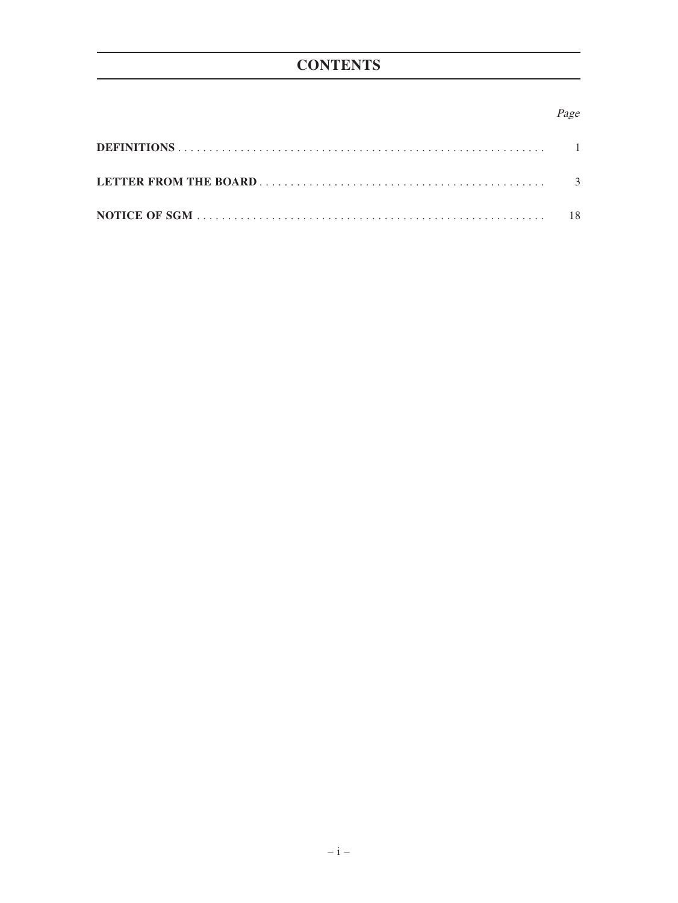# CONTENTS

| | *Page* |
|---|---|
| **DEFINITIONS** | 1 |
| **LETTER FROM THE BOARD** | 3 |
| **NOTICE OF SGM** | 18 |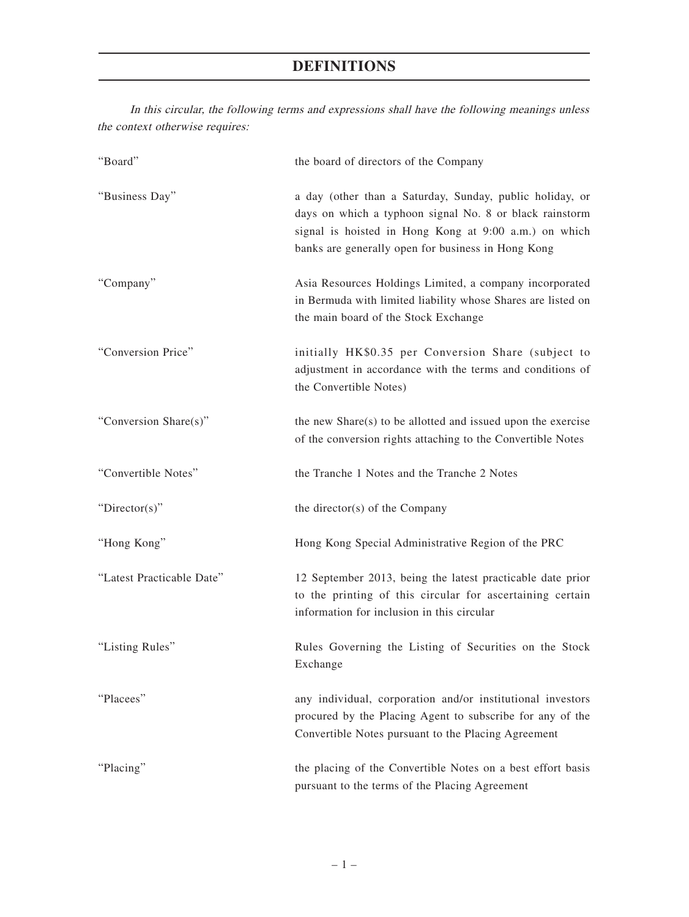# DEFINITIONS

*In this circular, the following terms and expressions shall have the following meanings unless the context otherwise requires:*

| | |
|---|---|
| "Board" | the board of directors of the Company |
| "Business Day" | a day (other than a Saturday, Sunday, public holiday, or days on which a typhoon signal No. 8 or black rainstorm signal is hoisted in Hong Kong at 9:00 a.m.) on which banks are generally open for business in Hong Kong |
| "Company" | Asia Resources Holdings Limited, a company incorporated in Bermuda with limited liability whose Shares are listed on the main board of the Stock Exchange |
| "Conversion Price" | initially HK$0.35 per Conversion Share (subject to adjustment in accordance with the terms and conditions of the Convertible Notes) |
| "Conversion Share(s)" | the new Share(s) to be allotted and issued upon the exercise of the conversion rights attaching to the Convertible Notes |
| "Convertible Notes" | the Tranche 1 Notes and the Tranche 2 Notes |
| "Director(s)" | the director(s) of the Company |
| "Hong Kong" | Hong Kong Special Administrative Region of the PRC |
| "Latest Practicable Date" | 12 September 2013, being the latest practicable date prior to the printing of this circular for ascertaining certain information for inclusion in this circular |
| "Listing Rules" | Rules Governing the Listing of Securities on the Stock Exchange |
| "Placees" | any individual, corporation and/or institutional investors procured by the Placing Agent to subscribe for any of the Convertible Notes pursuant to the Placing Agreement |
| "Placing" | the placing of the Convertible Notes on a best effort basis pursuant to the terms of the Placing Agreement |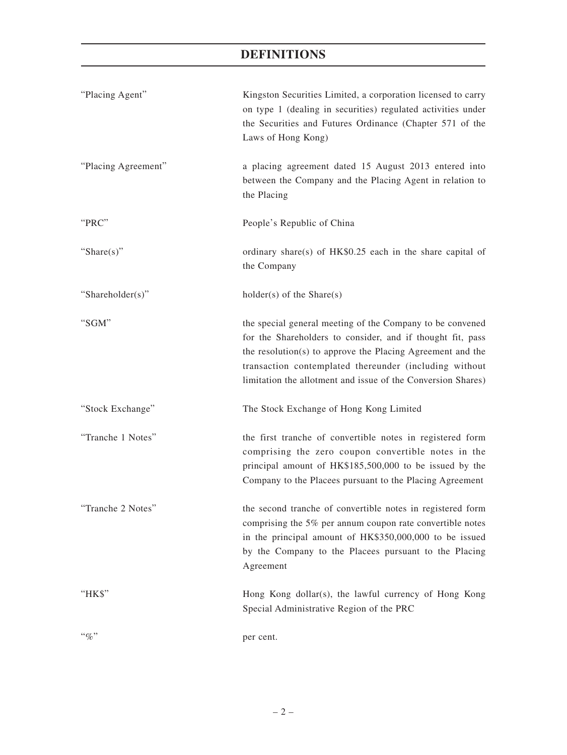# DEFINITIONS

| | |
|---|---|
| "Placing Agent" | Kingston Securities Limited, a corporation licensed to carry on type 1 (dealing in securities) regulated activities under the Securities and Futures Ordinance (Chapter 571 of the Laws of Hong Kong) |
| "Placing Agreement" | a placing agreement dated 15 August 2013 entered into between the Company and the Placing Agent in relation to the Placing |
| "PRC" | People's Republic of China |
| "Share(s)" | ordinary share(s) of HK$0.25 each in the share capital of the Company |
| "Shareholder(s)" | holder(s) of the Share(s) |
| "SGM" | the special general meeting of the Company to be convened for the Shareholders to consider, and if thought fit, pass the resolution(s) to approve the Placing Agreement and the transaction contemplated thereunder (including without limitation the allotment and issue of the Conversion Shares) |
| "Stock Exchange" | The Stock Exchange of Hong Kong Limited |
| "Tranche 1 Notes" | the first tranche of convertible notes in registered form comprising the zero coupon convertible notes in the principal amount of HK$185,500,000 to be issued by the Company to the Placees pursuant to the Placing Agreement |
| "Tranche 2 Notes" | the second tranche of convertible notes in registered form comprising the 5% per annum coupon rate convertible notes in the principal amount of HK$350,000,000 to be issued by the Company to the Placees pursuant to the Placing Agreement |
| "HK$" | Hong Kong dollar(s), the lawful currency of Hong Kong Special Administrative Region of the PRC |
| "%" | per cent. |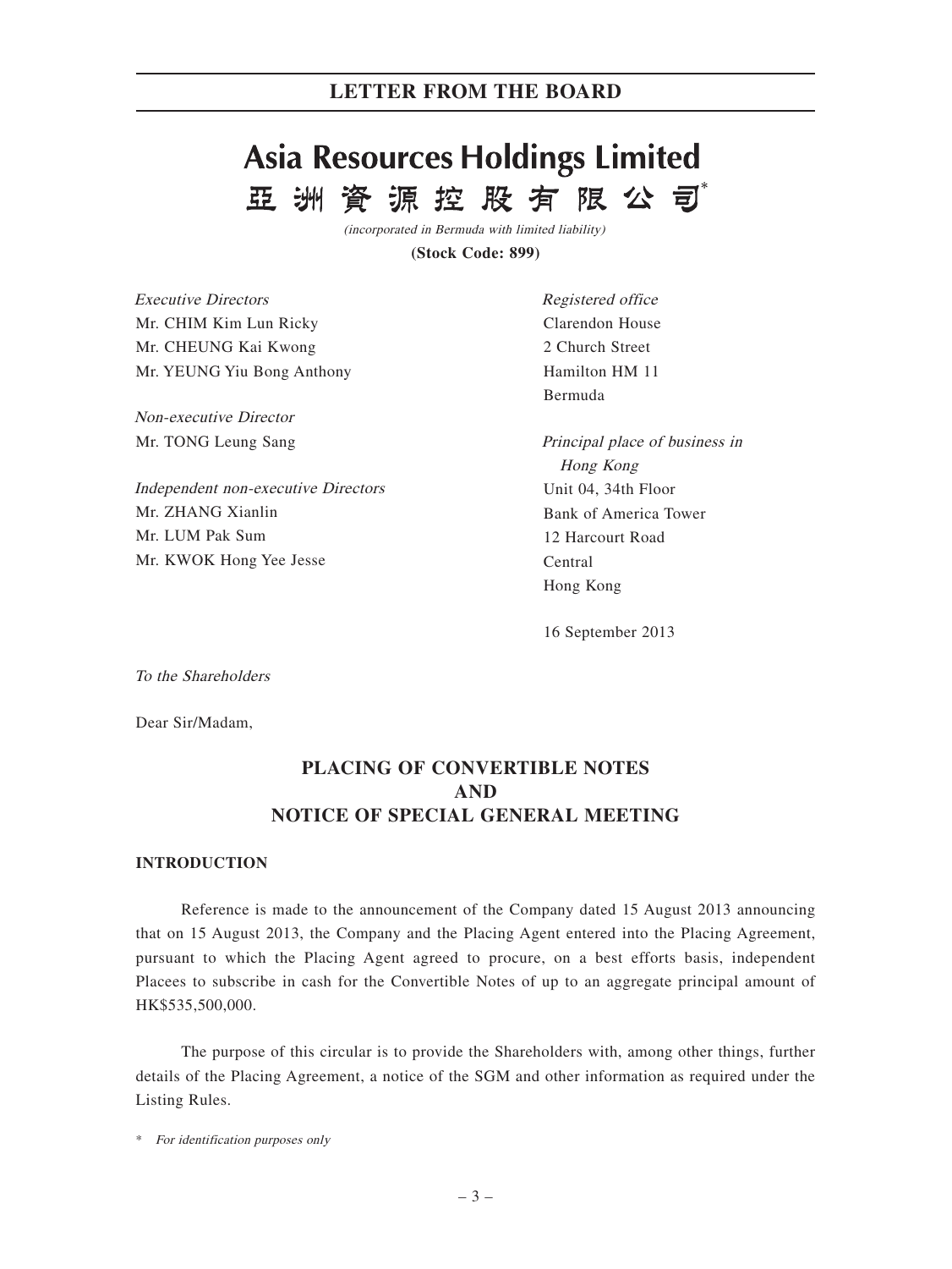# Asia Resources Holdings Limited

# 亞洲資源控股有限公司*

*(incorporated in Bermuda with limited liability)*

**(Stock Code: 899)**

*Executive Directors*
Mr. CHIM Kim Lun Ricky
Mr. CHEUNG Kai Kwong
Mr. YEUNG Yiu Bong Anthony

*Non-executive Director*
Mr. TONG Leung Sang

*Independent non-executive Directors*
Mr. ZHANG Xianlin
Mr. LUM Pak Sum
Mr. KWOK Hong Yee Jesse

*Registered office*
Clarendon House
2 Church Street
Hamilton HM 11
Bermuda

*Principal place of business in Hong Kong*
Unit 04, 34th Floor
Bank of America Tower
12 Harcourt Road
Central
Hong Kong

16 September 2013

*To the Shareholders*

Dear Sir/Madam,

## PLACING OF CONVERTIBLE NOTES AND NOTICE OF SPECIAL GENERAL MEETING

### INTRODUCTION

Reference is made to the announcement of the Company dated 15 August 2013 announcing that on 15 August 2013, the Company and the Placing Agent entered into the Placing Agreement, pursuant to which the Placing Agent agreed to procure, on a best efforts basis, independent Placees to subscribe in cash for the Convertible Notes of up to an aggregate principal amount of HK$535,500,000.

The purpose of this circular is to provide the Shareholders with, among other things, further details of the Placing Agreement, a notice of the SGM and other information as required under the Listing Rules.

\* *For identification purposes only*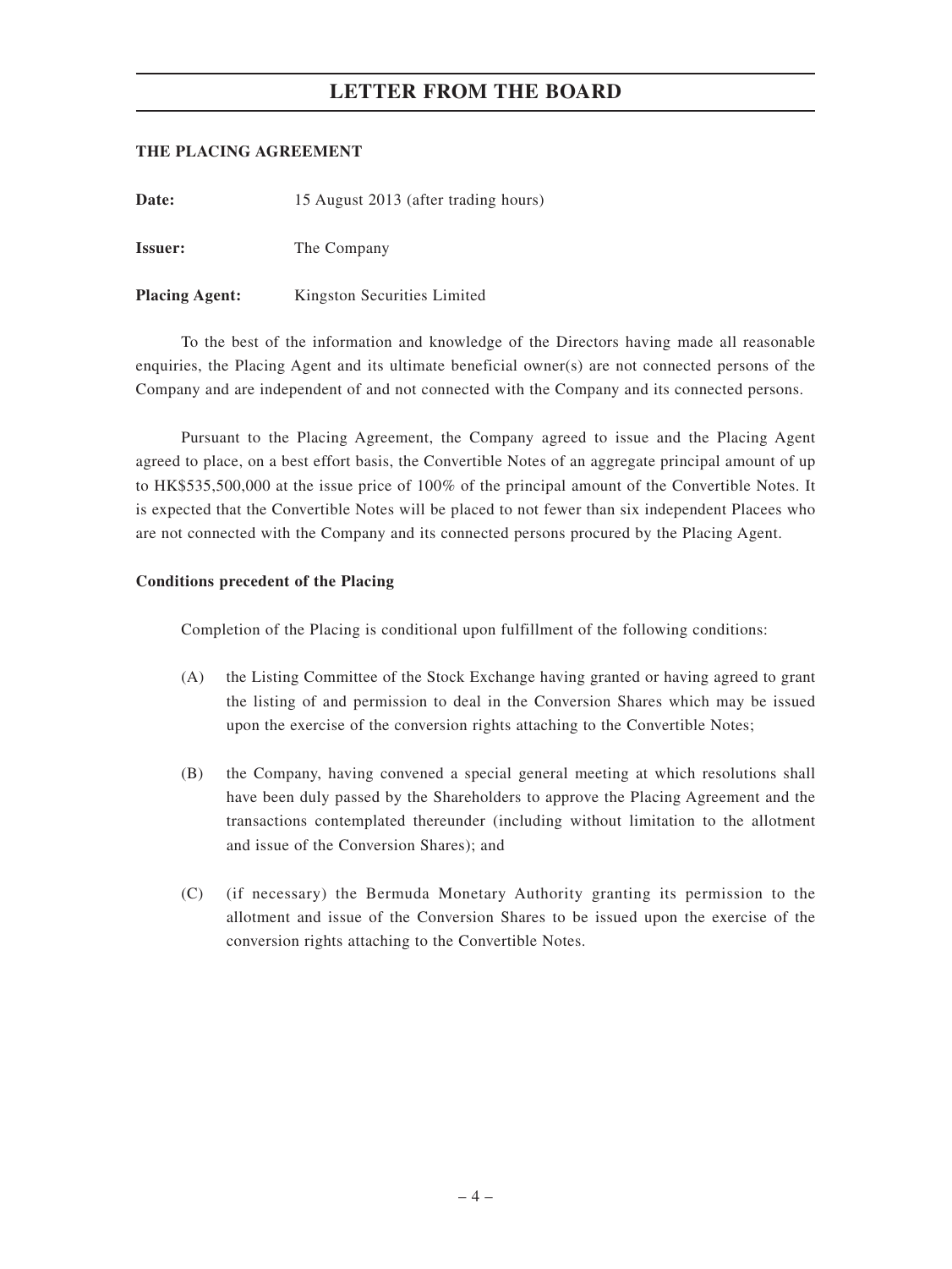## THE PLACING AGREEMENT

**Date:** 15 August 2013 (after trading hours)

**Issuer:** The Company

**Placing Agent:** Kingston Securities Limited

To the best of the information and knowledge of the Directors having made all reasonable enquiries, the Placing Agent and its ultimate beneficial owner(s) are not connected persons of the Company and are independent of and not connected with the Company and its connected persons.

Pursuant to the Placing Agreement, the Company agreed to issue and the Placing Agent agreed to place, on a best effort basis, the Convertible Notes of an aggregate principal amount of up to HK$535,500,000 at the issue price of 100% of the principal amount of the Convertible Notes. It is expected that the Convertible Notes will be placed to not fewer than six independent Placees who are not connected with the Company and its connected persons procured by the Placing Agent.

### Conditions precedent of the Placing

Completion of the Placing is conditional upon fulfillment of the following conditions:

(A) the Listing Committee of the Stock Exchange having granted or having agreed to grant the listing of and permission to deal in the Conversion Shares which may be issued upon the exercise of the conversion rights attaching to the Convertible Notes;

(B) the Company, having convened a special general meeting at which resolutions shall have been duly passed by the Shareholders to approve the Placing Agreement and the transactions contemplated thereunder (including without limitation to the allotment and issue of the Conversion Shares); and

(C) (if necessary) the Bermuda Monetary Authority granting its permission to the allotment and issue of the Conversion Shares to be issued upon the exercise of the conversion rights attaching to the Convertible Notes.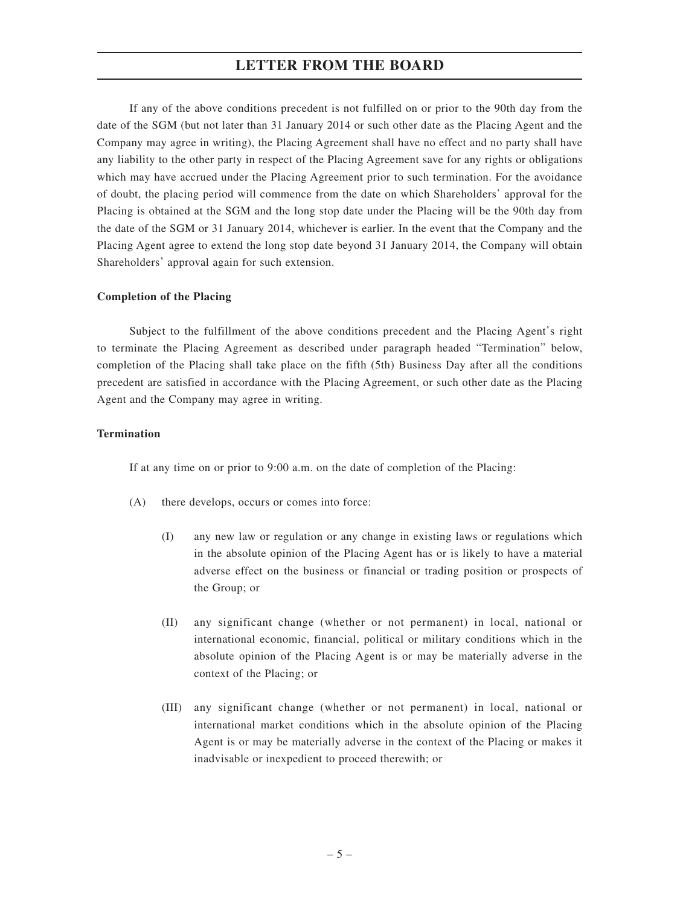If any of the above conditions precedent is not fulfilled on or prior to the 90th day from the date of the SGM (but not later than 31 January 2014 or such other date as the Placing Agent and the Company may agree in writing), the Placing Agreement shall have no effect and no party shall have any liability to the other party in respect of the Placing Agreement save for any rights or obligations which may have accrued under the Placing Agreement prior to such termination. For the avoidance of doubt, the placing period will commence from the date on which Shareholders' approval for the Placing is obtained at the SGM and the long stop date under the Placing will be the 90th day from the date of the SGM or 31 January 2014, whichever is earlier. In the event that the Company and the Placing Agent agree to extend the long stop date beyond 31 January 2014, the Company will obtain Shareholders' approval again for such extension.

**Completion of the Placing**

Subject to the fulfillment of the above conditions precedent and the Placing Agent's right to terminate the Placing Agreement as described under paragraph headed "Termination" below, completion of the Placing shall take place on the fifth (5th) Business Day after all the conditions precedent are satisfied in accordance with the Placing Agreement, or such other date as the Placing Agent and the Company may agree in writing.

**Termination**

If at any time on or prior to 9:00 a.m. on the date of completion of the Placing:

(A) there develops, occurs or comes into force:

(I) any new law or regulation or any change in existing laws or regulations which in the absolute opinion of the Placing Agent has or is likely to have a material adverse effect on the business or financial or trading position or prospects of the Group; or

(II) any significant change (whether or not permanent) in local, national or international economic, financial, political or military conditions which in the absolute opinion of the Placing Agent is or may be materially adverse in the context of the Placing; or

(III) any significant change (whether or not permanent) in local, national or international market conditions which in the absolute opinion of the Placing Agent is or may be materially adverse in the context of the Placing or makes it inadvisable or inexpedient to proceed therewith; or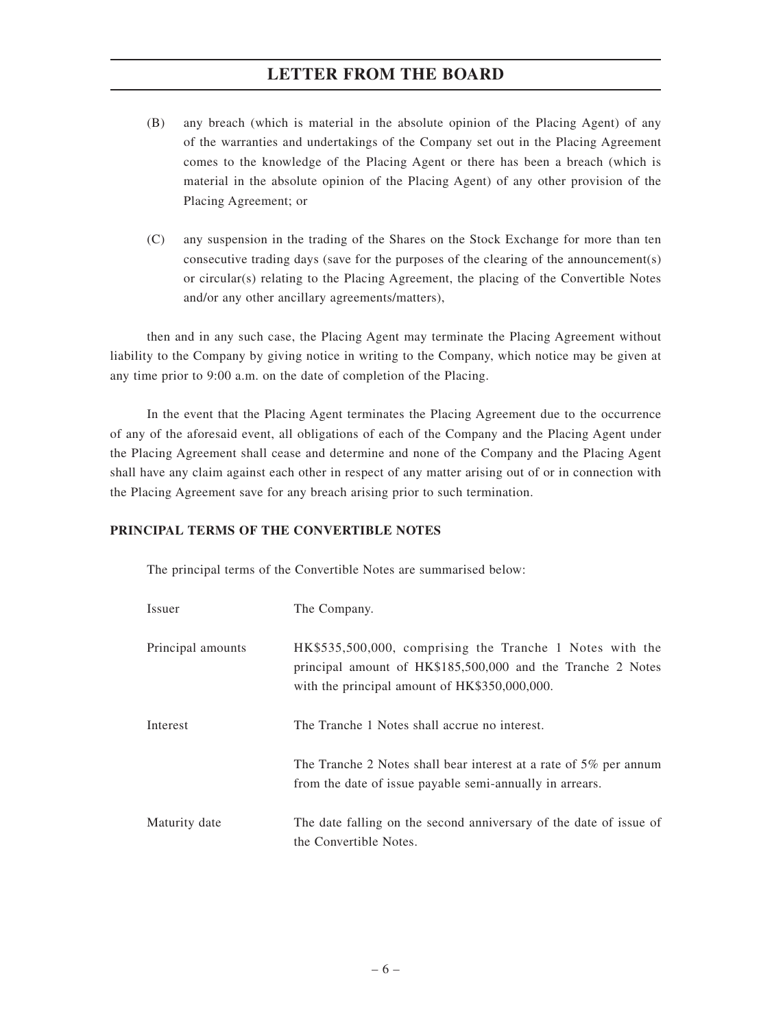(B) any breach (which is material in the absolute opinion of the Placing Agent) of any of the warranties and undertakings of the Company set out in the Placing Agreement comes to the knowledge of the Placing Agent or there has been a breach (which is material in the absolute opinion of the Placing Agent) of any other provision of the Placing Agreement; or

(C) any suspension in the trading of the Shares on the Stock Exchange for more than ten consecutive trading days (save for the purposes of the clearing of the announcement(s) or circular(s) relating to the Placing Agreement, the placing of the Convertible Notes and/or any other ancillary agreements/matters),

then and in any such case, the Placing Agent may terminate the Placing Agreement without liability to the Company by giving notice in writing to the Company, which notice may be given at any time prior to 9:00 a.m. on the date of completion of the Placing.

In the event that the Placing Agent terminates the Placing Agreement due to the occurrence of any of the aforesaid event, all obligations of each of the Company and the Placing Agent under the Placing Agreement shall cease and determine and none of the Company and the Placing Agent shall have any claim against each other in respect of any matter arising out of or in connection with the Placing Agreement save for any breach arising prior to such termination.

**PRINCIPAL TERMS OF THE CONVERTIBLE NOTES**

The principal terms of the Convertible Notes are summarised below:

| | |
|---|---|
| Issuer | The Company. |
| Principal amounts | HK$535,500,000, comprising the Tranche 1 Notes with the principal amount of HK$185,500,000 and the Tranche 2 Notes with the principal amount of HK$350,000,000. |
| Interest | The Tranche 1 Notes shall accrue no interest.<br><br>The Tranche 2 Notes shall bear interest at a rate of 5% per annum from the date of issue payable semi-annually in arrears. |
| Maturity date | The date falling on the second anniversary of the date of issue of the Convertible Notes. |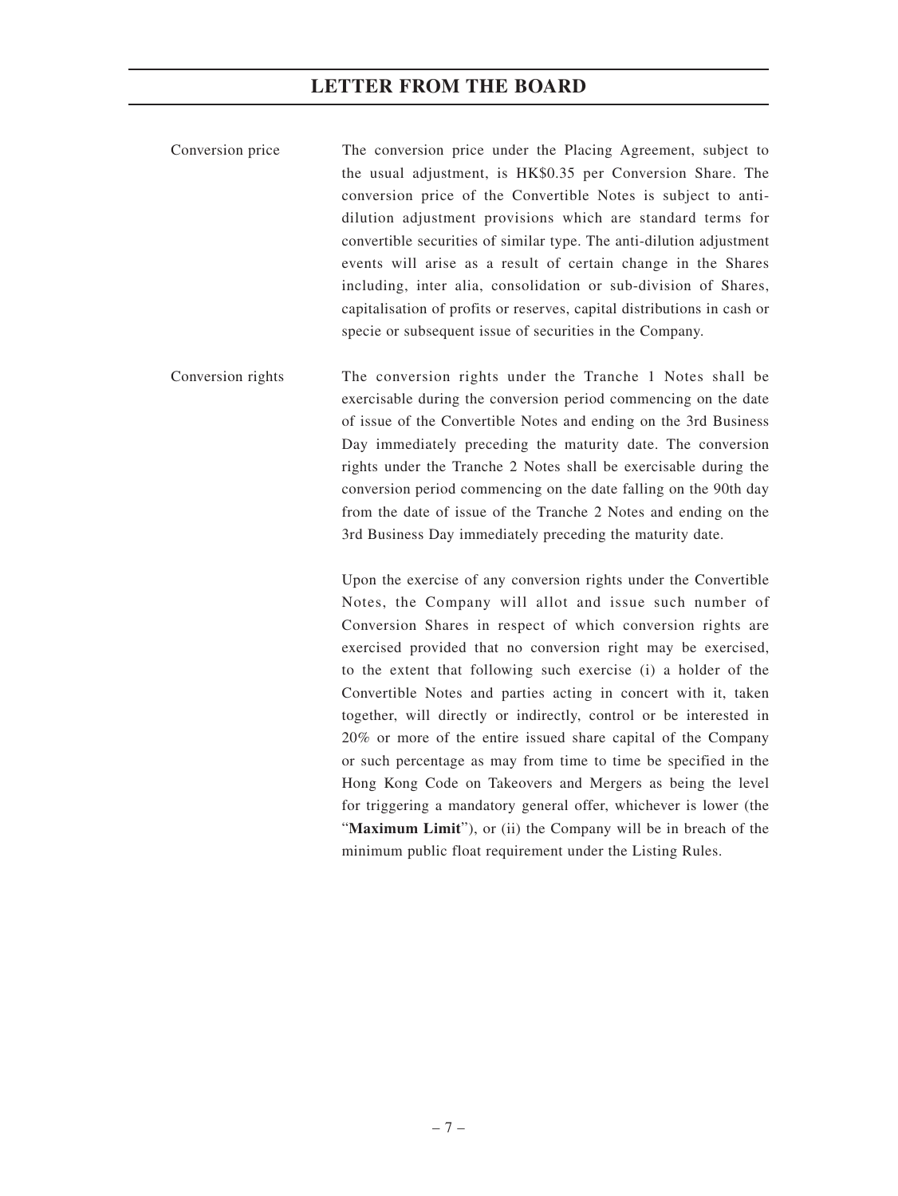| | |
|---|---|
| Conversion price | The conversion price under the Placing Agreement, subject to the usual adjustment, is HK$0.35 per Conversion Share. The conversion price of the Convertible Notes is subject to anti-dilution adjustment provisions which are standard terms for convertible securities of similar type. The anti-dilution adjustment events will arise as a result of certain change in the Shares including, inter alia, consolidation or sub-division of Shares, capitalisation of profits or reserves, capital distributions in cash or specie or subsequent issue of securities in the Company. |
| Conversion rights | The conversion rights under the Tranche 1 Notes shall be exercisable during the conversion period commencing on the date of issue of the Convertible Notes and ending on the 3rd Business Day immediately preceding the maturity date. The conversion rights under the Tranche 2 Notes shall be exercisable during the conversion period commencing on the date falling on the 90th day from the date of issue of the Tranche 2 Notes and ending on the 3rd Business Day immediately preceding the maturity date.<br><br>Upon the exercise of any conversion rights under the Convertible Notes, the Company will allot and issue such number of Conversion Shares in respect of which conversion rights are exercised provided that no conversion right may be exercised, to the extent that following such exercise (i) a holder of the Convertible Notes and parties acting in concert with it, taken together, will directly or indirectly, control or be interested in 20% or more of the entire issued share capital of the Company or such percentage as may from time to time be specified in the Hong Kong Code on Takeovers and Mergers as being the level for triggering a mandatory general offer, whichever is lower (the "**Maximum Limit**"), or (ii) the Company will be in breach of the minimum public float requirement under the Listing Rules. |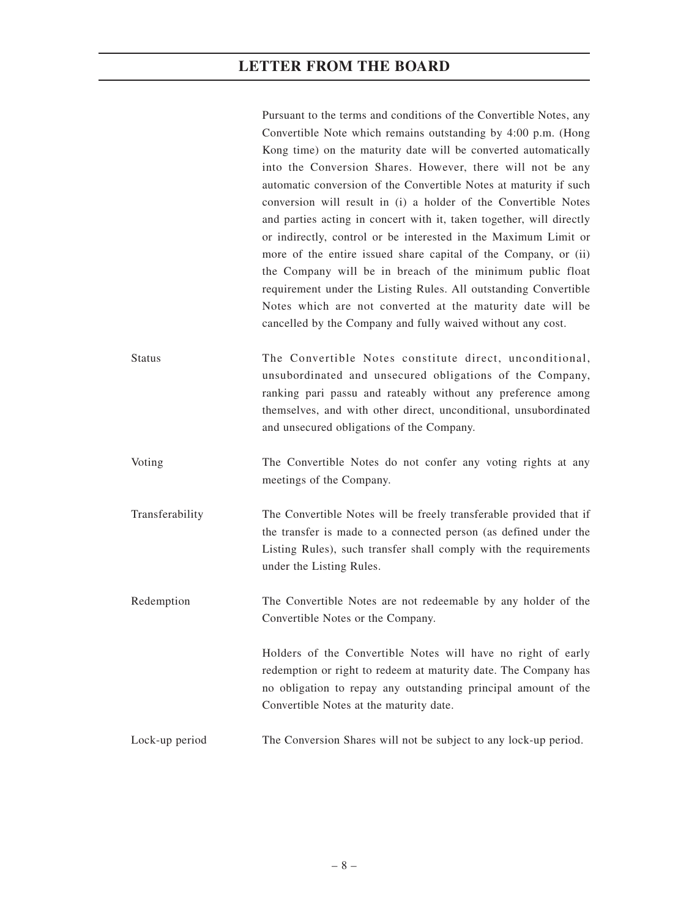Pursuant to the terms and conditions of the Convertible Notes, any Convertible Note which remains outstanding by 4:00 p.m. (Hong Kong time) on the maturity date will be converted automatically into the Conversion Shares. However, there will not be any automatic conversion of the Convertible Notes at maturity if such conversion will result in (i) a holder of the Convertible Notes and parties acting in concert with it, taken together, will directly or indirectly, control or be interested in the Maximum Limit or more of the entire issued share capital of the Company, or (ii) the Company will be in breach of the minimum public float requirement under the Listing Rules. All outstanding Convertible Notes which are not converted at the maturity date will be cancelled by the Company and fully waived without any cost.

| | |
|---|---|
| Status | The Convertible Notes constitute direct, unconditional, unsubordinated and unsecured obligations of the Company, ranking pari passu and rateably without any preference among themselves, and with other direct, unconditional, unsubordinated and unsecured obligations of the Company. |
| Voting | The Convertible Notes do not confer any voting rights at any meetings of the Company. |
| Transferability | The Convertible Notes will be freely transferable provided that if the transfer is made to a connected person (as defined under the Listing Rules), such transfer shall comply with the requirements under the Listing Rules. |
| Redemption | The Convertible Notes are not redeemable by any holder of the Convertible Notes or the Company.<br><br>Holders of the Convertible Notes will have no right of early redemption or right to redeem at maturity date. The Company has no obligation to repay any outstanding principal amount of the Convertible Notes at the maturity date. |
| Lock-up period | The Conversion Shares will not be subject to any lock-up period. |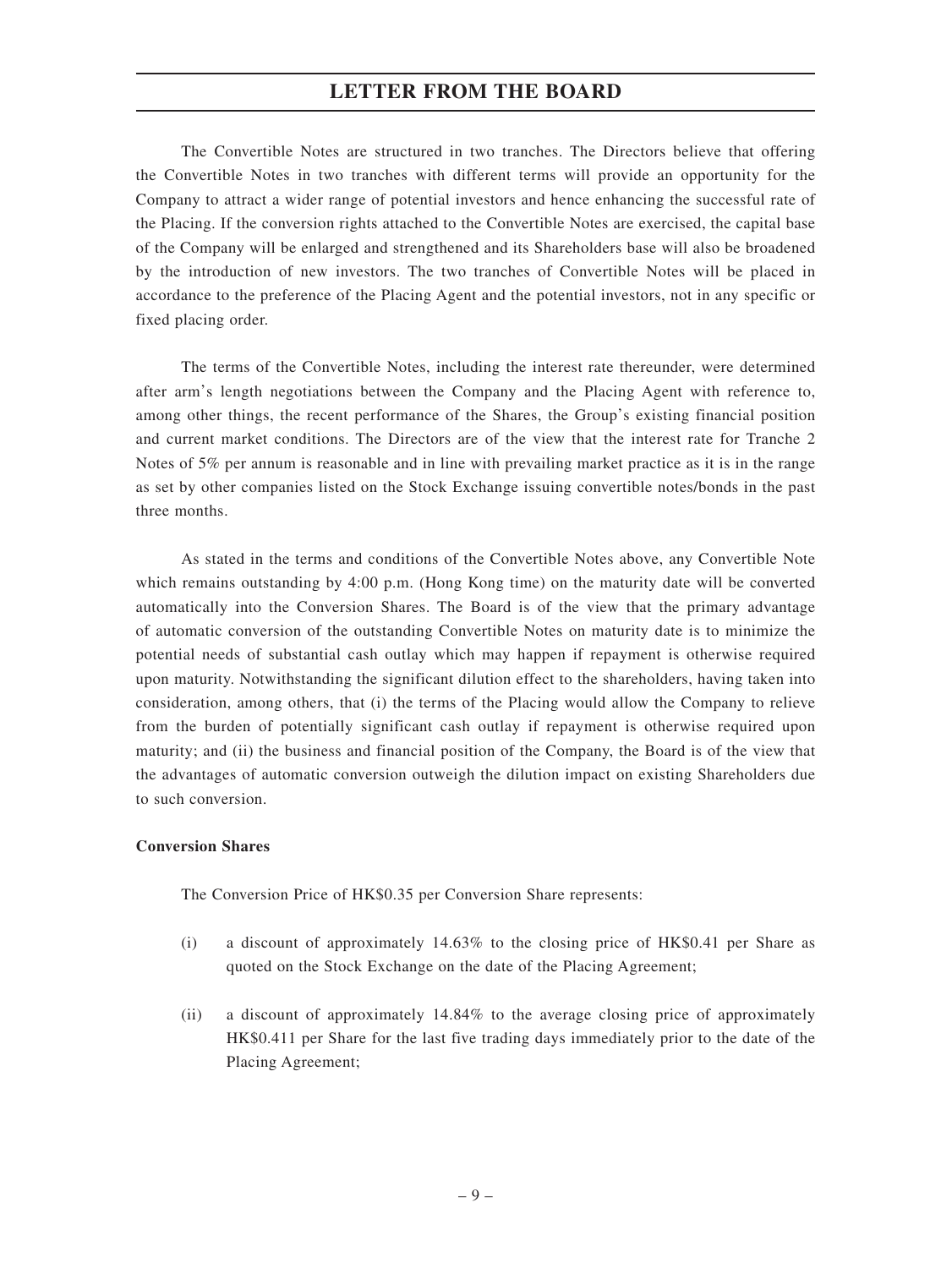The Convertible Notes are structured in two tranches. The Directors believe that offering the Convertible Notes in two tranches with different terms will provide an opportunity for the Company to attract a wider range of potential investors and hence enhancing the successful rate of the Placing. If the conversion rights attached to the Convertible Notes are exercised, the capital base of the Company will be enlarged and strengthened and its Shareholders base will also be broadened by the introduction of new investors. The two tranches of Convertible Notes will be placed in accordance to the preference of the Placing Agent and the potential investors, not in any specific or fixed placing order.

The terms of the Convertible Notes, including the interest rate thereunder, were determined after arm's length negotiations between the Company and the Placing Agent with reference to, among other things, the recent performance of the Shares, the Group's existing financial position and current market conditions. The Directors are of the view that the interest rate for Tranche 2 Notes of 5% per annum is reasonable and in line with prevailing market practice as it is in the range as set by other companies listed on the Stock Exchange issuing convertible notes/bonds in the past three months.

As stated in the terms and conditions of the Convertible Notes above, any Convertible Note which remains outstanding by 4:00 p.m. (Hong Kong time) on the maturity date will be converted automatically into the Conversion Shares. The Board is of the view that the primary advantage of automatic conversion of the outstanding Convertible Notes on maturity date is to minimize the potential needs of substantial cash outlay which may happen if repayment is otherwise required upon maturity. Notwithstanding the significant dilution effect to the shareholders, having taken into consideration, among others, that (i) the terms of the Placing would allow the Company to relieve from the burden of potentially significant cash outlay if repayment is otherwise required upon maturity; and (ii) the business and financial position of the Company, the Board is of the view that the advantages of automatic conversion outweigh the dilution impact on existing Shareholders due to such conversion.

**Conversion Shares**

The Conversion Price of HK$0.35 per Conversion Share represents:

(i) a discount of approximately 14.63% to the closing price of HK$0.41 per Share as quoted on the Stock Exchange on the date of the Placing Agreement;

(ii) a discount of approximately 14.84% to the average closing price of approximately HK$0.411 per Share for the last five trading days immediately prior to the date of the Placing Agreement;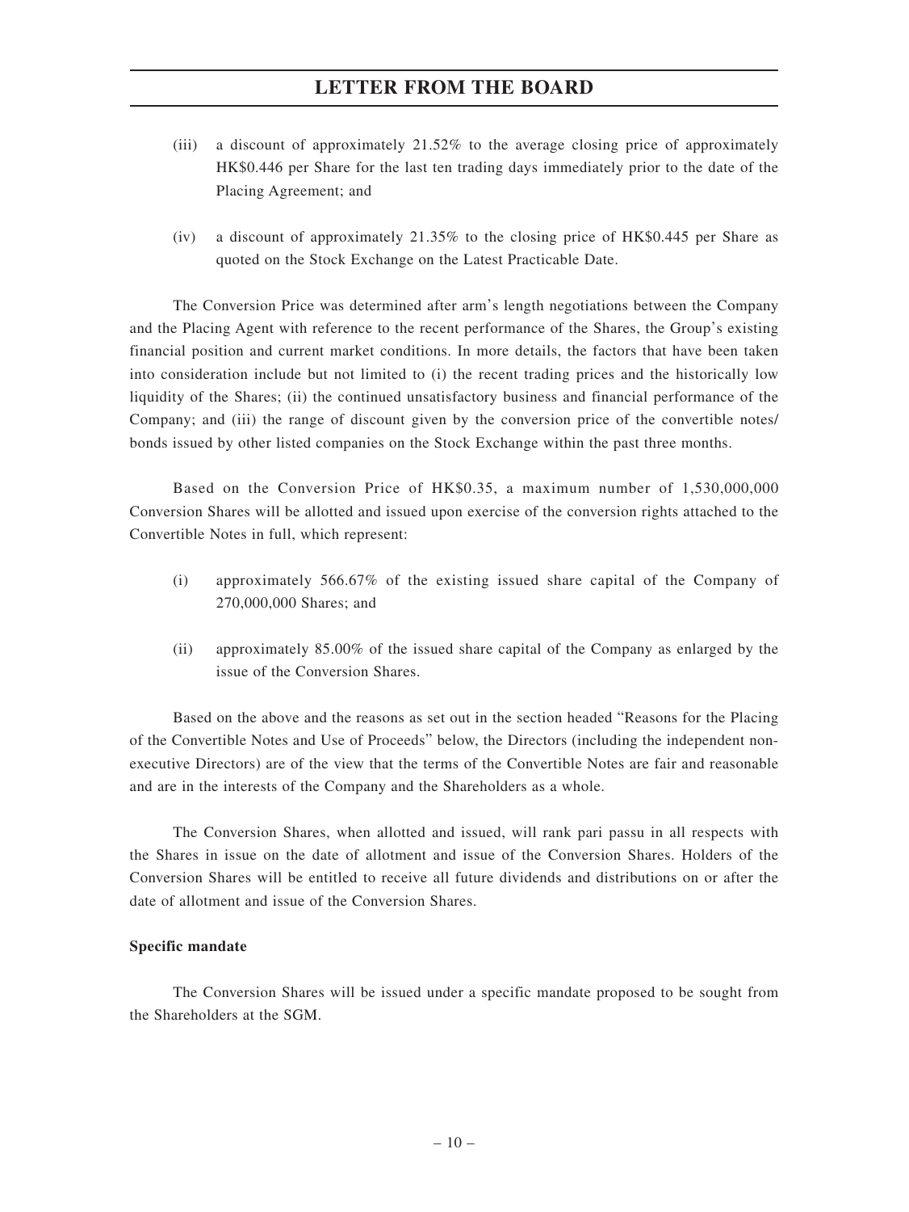(iii) a discount of approximately 21.52% to the average closing price of approximately HK$0.446 per Share for the last ten trading days immediately prior to the date of the Placing Agreement; and

(iv) a discount of approximately 21.35% to the closing price of HK$0.445 per Share as quoted on the Stock Exchange on the Latest Practicable Date.

The Conversion Price was determined after arm's length negotiations between the Company and the Placing Agent with reference to the recent performance of the Shares, the Group's existing financial position and current market conditions. In more details, the factors that have been taken into consideration include but not limited to (i) the recent trading prices and the historically low liquidity of the Shares; (ii) the continued unsatisfactory business and financial performance of the Company; and (iii) the range of discount given by the conversion price of the convertible notes/bonds issued by other listed companies on the Stock Exchange within the past three months.

Based on the Conversion Price of HK$0.35, a maximum number of 1,530,000,000 Conversion Shares will be allotted and issued upon exercise of the conversion rights attached to the Convertible Notes in full, which represent:

(i) approximately 566.67% of the existing issued share capital of the Company of 270,000,000 Shares; and

(ii) approximately 85.00% of the issued share capital of the Company as enlarged by the issue of the Conversion Shares.

Based on the above and the reasons as set out in the section headed "Reasons for the Placing of the Convertible Notes and Use of Proceeds" below, the Directors (including the independent non-executive Directors) are of the view that the terms of the Convertible Notes are fair and reasonable and are in the interests of the Company and the Shareholders as a whole.

The Conversion Shares, when allotted and issued, will rank pari passu in all respects with the Shares in issue on the date of allotment and issue of the Conversion Shares. Holders of the Conversion Shares will be entitled to receive all future dividends and distributions on or after the date of allotment and issue of the Conversion Shares.

**Specific mandate**

The Conversion Shares will be issued under a specific mandate proposed to be sought from the Shareholders at the SGM.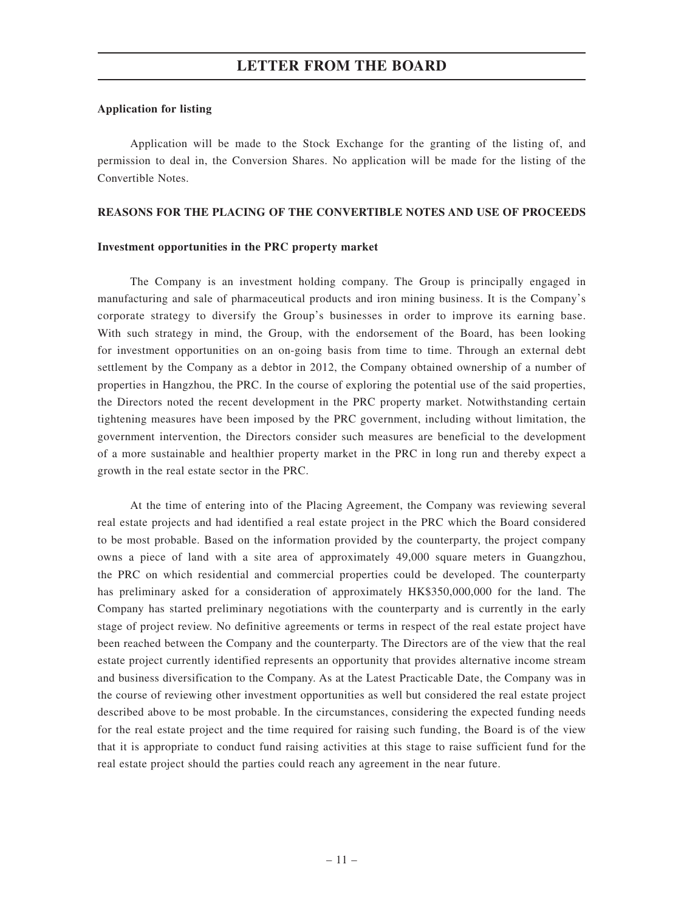**Application for listing**

Application will be made to the Stock Exchange for the granting of the listing of, and permission to deal in, the Conversion Shares. No application will be made for the listing of the Convertible Notes.

**REASONS FOR THE PLACING OF THE CONVERTIBLE NOTES AND USE OF PROCEEDS**

**Investment opportunities in the PRC property market**

The Company is an investment holding company. The Group is principally engaged in manufacturing and sale of pharmaceutical products and iron mining business. It is the Company's corporate strategy to diversify the Group's businesses in order to improve its earning base. With such strategy in mind, the Group, with the endorsement of the Board, has been looking for investment opportunities on an on-going basis from time to time. Through an external debt settlement by the Company as a debtor in 2012, the Company obtained ownership of a number of properties in Hangzhou, the PRC. In the course of exploring the potential use of the said properties, the Directors noted the recent development in the PRC property market. Notwithstanding certain tightening measures have been imposed by the PRC government, including without limitation, the government intervention, the Directors consider such measures are beneficial to the development of a more sustainable and healthier property market in the PRC in long run and thereby expect a growth in the real estate sector in the PRC.

At the time of entering into of the Placing Agreement, the Company was reviewing several real estate projects and had identified a real estate project in the PRC which the Board considered to be most probable. Based on the information provided by the counterparty, the project company owns a piece of land with a site area of approximately 49,000 square meters in Guangzhou, the PRC on which residential and commercial properties could be developed. The counterparty has preliminary asked for a consideration of approximately HK$350,000,000 for the land. The Company has started preliminary negotiations with the counterparty and is currently in the early stage of project review. No definitive agreements or terms in respect of the real estate project have been reached between the Company and the counterparty. The Directors are of the view that the real estate project currently identified represents an opportunity that provides alternative income stream and business diversification to the Company. As at the Latest Practicable Date, the Company was in the course of reviewing other investment opportunities as well but considered the real estate project described above to be most probable. In the circumstances, considering the expected funding needs for the real estate project and the time required for raising such funding, the Board is of the view that it is appropriate to conduct fund raising activities at this stage to raise sufficient fund for the real estate project should the parties could reach any agreement in the near future.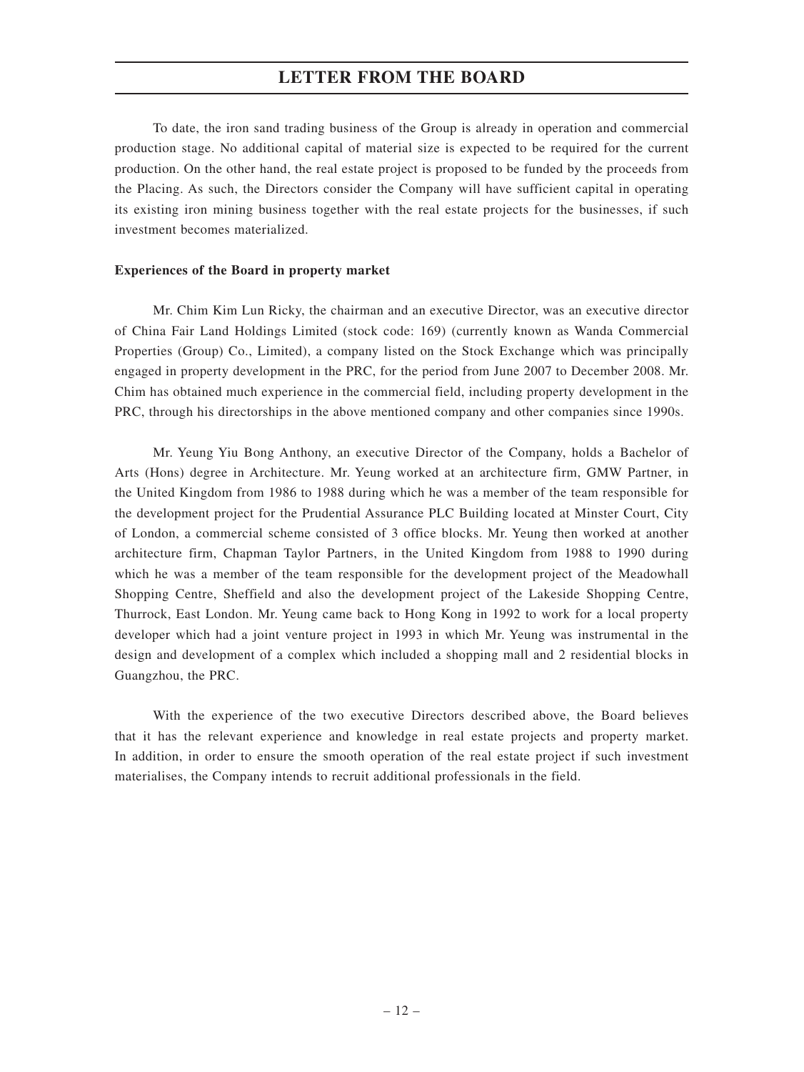To date, the iron sand trading business of the Group is already in operation and commercial production stage. No additional capital of material size is expected to be required for the current production. On the other hand, the real estate project is proposed to be funded by the proceeds from the Placing. As such, the Directors consider the Company will have sufficient capital in operating its existing iron mining business together with the real estate projects for the businesses, if such investment becomes materialized.

**Experiences of the Board in property market**

Mr. Chim Kim Lun Ricky, the chairman and an executive Director, was an executive director of China Fair Land Holdings Limited (stock code: 169) (currently known as Wanda Commercial Properties (Group) Co., Limited), a company listed on the Stock Exchange which was principally engaged in property development in the PRC, for the period from June 2007 to December 2008. Mr. Chim has obtained much experience in the commercial field, including property development in the PRC, through his directorships in the above mentioned company and other companies since 1990s.

Mr. Yeung Yiu Bong Anthony, an executive Director of the Company, holds a Bachelor of Arts (Hons) degree in Architecture. Mr. Yeung worked at an architecture firm, GMW Partner, in the United Kingdom from 1986 to 1988 during which he was a member of the team responsible for the development project for the Prudential Assurance PLC Building located at Minster Court, City of London, a commercial scheme consisted of 3 office blocks. Mr. Yeung then worked at another architecture firm, Chapman Taylor Partners, in the United Kingdom from 1988 to 1990 during which he was a member of the team responsible for the development project of the Meadowhall Shopping Centre, Sheffield and also the development project of the Lakeside Shopping Centre, Thurrock, East London. Mr. Yeung came back to Hong Kong in 1992 to work for a local property developer which had a joint venture project in 1993 in which Mr. Yeung was instrumental in the design and development of a complex which included a shopping mall and 2 residential blocks in Guangzhou, the PRC.

With the experience of the two executive Directors described above, the Board believes that it has the relevant experience and knowledge in real estate projects and property market. In addition, in order to ensure the smooth operation of the real estate project if such investment materialises, the Company intends to recruit additional professionals in the field.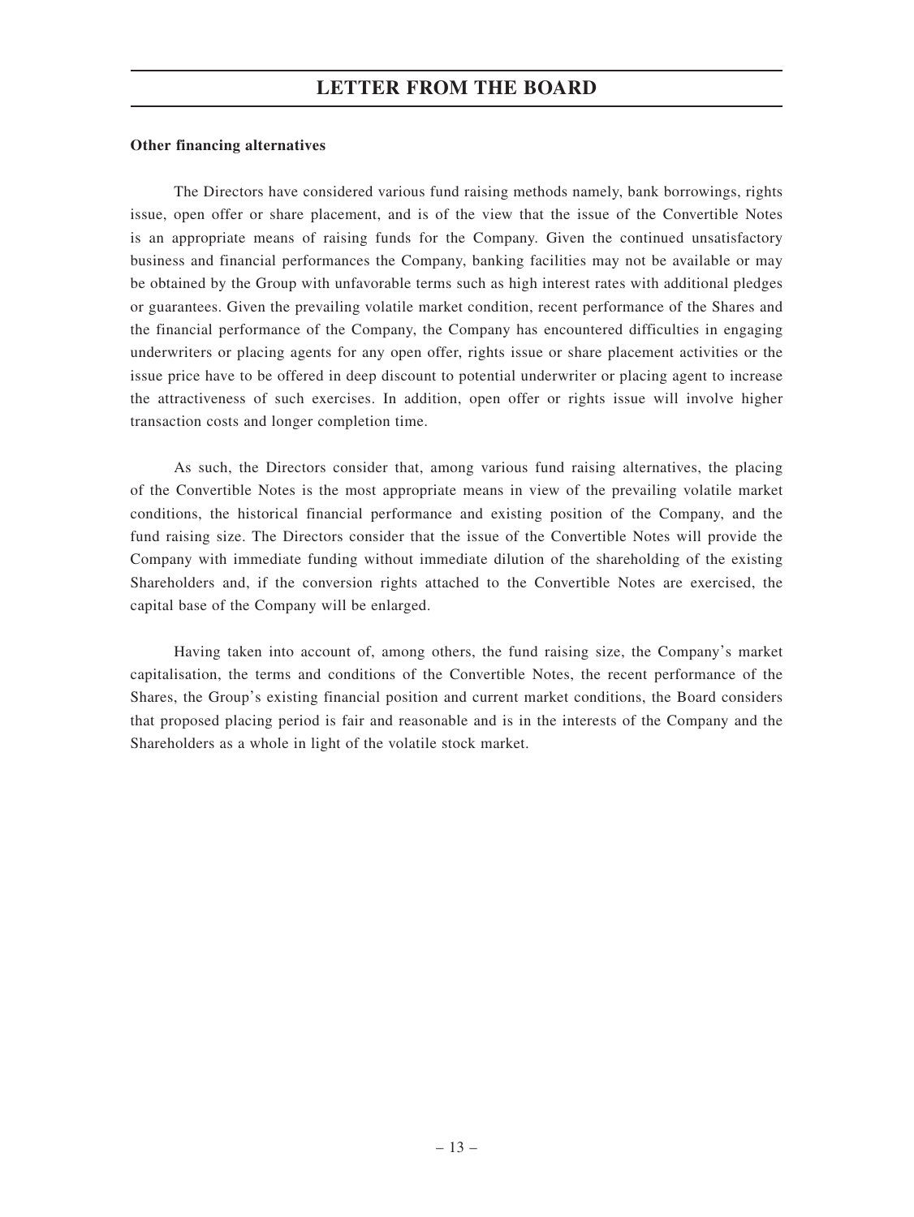**Other financing alternatives**

The Directors have considered various fund raising methods namely, bank borrowings, rights issue, open offer or share placement, and is of the view that the issue of the Convertible Notes is an appropriate means of raising funds for the Company. Given the continued unsatisfactory business and financial performances the Company, banking facilities may not be available or may be obtained by the Group with unfavorable terms such as high interest rates with additional pledges or guarantees. Given the prevailing volatile market condition, recent performance of the Shares and the financial performance of the Company, the Company has encountered difficulties in engaging underwriters or placing agents for any open offer, rights issue or share placement activities or the issue price have to be offered in deep discount to potential underwriter or placing agent to increase the attractiveness of such exercises. In addition, open offer or rights issue will involve higher transaction costs and longer completion time.

As such, the Directors consider that, among various fund raising alternatives, the placing of the Convertible Notes is the most appropriate means in view of the prevailing volatile market conditions, the historical financial performance and existing position of the Company, and the fund raising size. The Directors consider that the issue of the Convertible Notes will provide the Company with immediate funding without immediate dilution of the shareholding of the existing Shareholders and, if the conversion rights attached to the Convertible Notes are exercised, the capital base of the Company will be enlarged.

Having taken into account of, among others, the fund raising size, the Company's market capitalisation, the terms and conditions of the Convertible Notes, the recent performance of the Shares, the Group's existing financial position and current market conditions, the Board considers that proposed placing period is fair and reasonable and is in the interests of the Company and the Shareholders as a whole in light of the volatile stock market.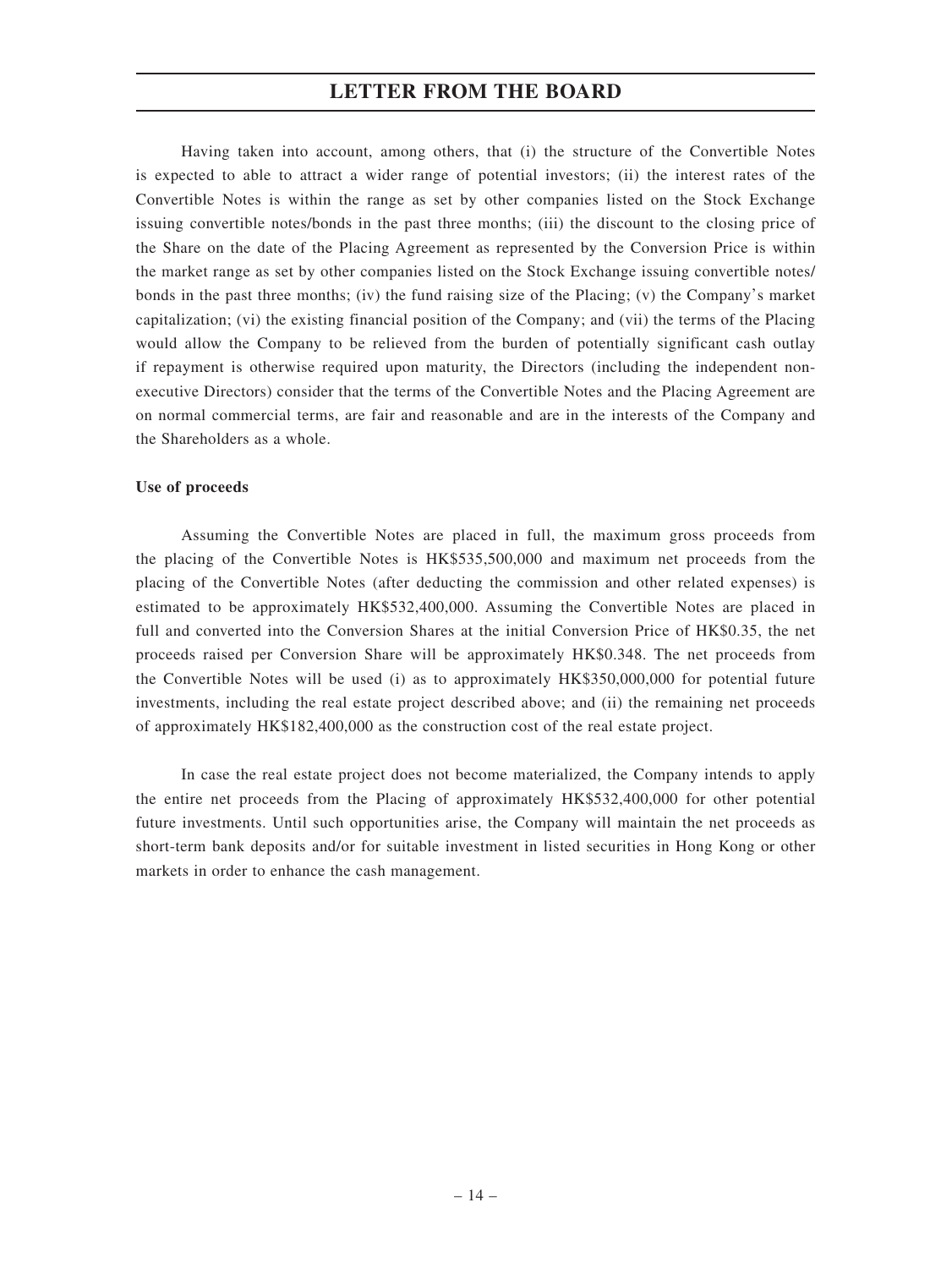Having taken into account, among others, that (i) the structure of the Convertible Notes is expected to able to attract a wider range of potential investors; (ii) the interest rates of the Convertible Notes is within the range as set by other companies listed on the Stock Exchange issuing convertible notes/bonds in the past three months; (iii) the discount to the closing price of the Share on the date of the Placing Agreement as represented by the Conversion Price is within the market range as set by other companies listed on the Stock Exchange issuing convertible notes/bonds in the past three months; (iv) the fund raising size of the Placing; (v) the Company's market capitalization; (vi) the existing financial position of the Company; and (vii) the terms of the Placing would allow the Company to be relieved from the burden of potentially significant cash outlay if repayment is otherwise required upon maturity, the Directors (including the independent non-executive Directors) consider that the terms of the Convertible Notes and the Placing Agreement are on normal commercial terms, are fair and reasonable and are in the interests of the Company and the Shareholders as a whole.

**Use of proceeds**

Assuming the Convertible Notes are placed in full, the maximum gross proceeds from the placing of the Convertible Notes is HK$535,500,000 and maximum net proceeds from the placing of the Convertible Notes (after deducting the commission and other related expenses) is estimated to be approximately HK$532,400,000. Assuming the Convertible Notes are placed in full and converted into the Conversion Shares at the initial Conversion Price of HK$0.35, the net proceeds raised per Conversion Share will be approximately HK$0.348. The net proceeds from the Convertible Notes will be used (i) as to approximately HK$350,000,000 for potential future investments, including the real estate project described above; and (ii) the remaining net proceeds of approximately HK$182,400,000 as the construction cost of the real estate project.

In case the real estate project does not become materialized, the Company intends to apply the entire net proceeds from the Placing of approximately HK$532,400,000 for other potential future investments. Until such opportunities arise, the Company will maintain the net proceeds as short-term bank deposits and/or for suitable investment in listed securities in Hong Kong or other markets in order to enhance the cash management.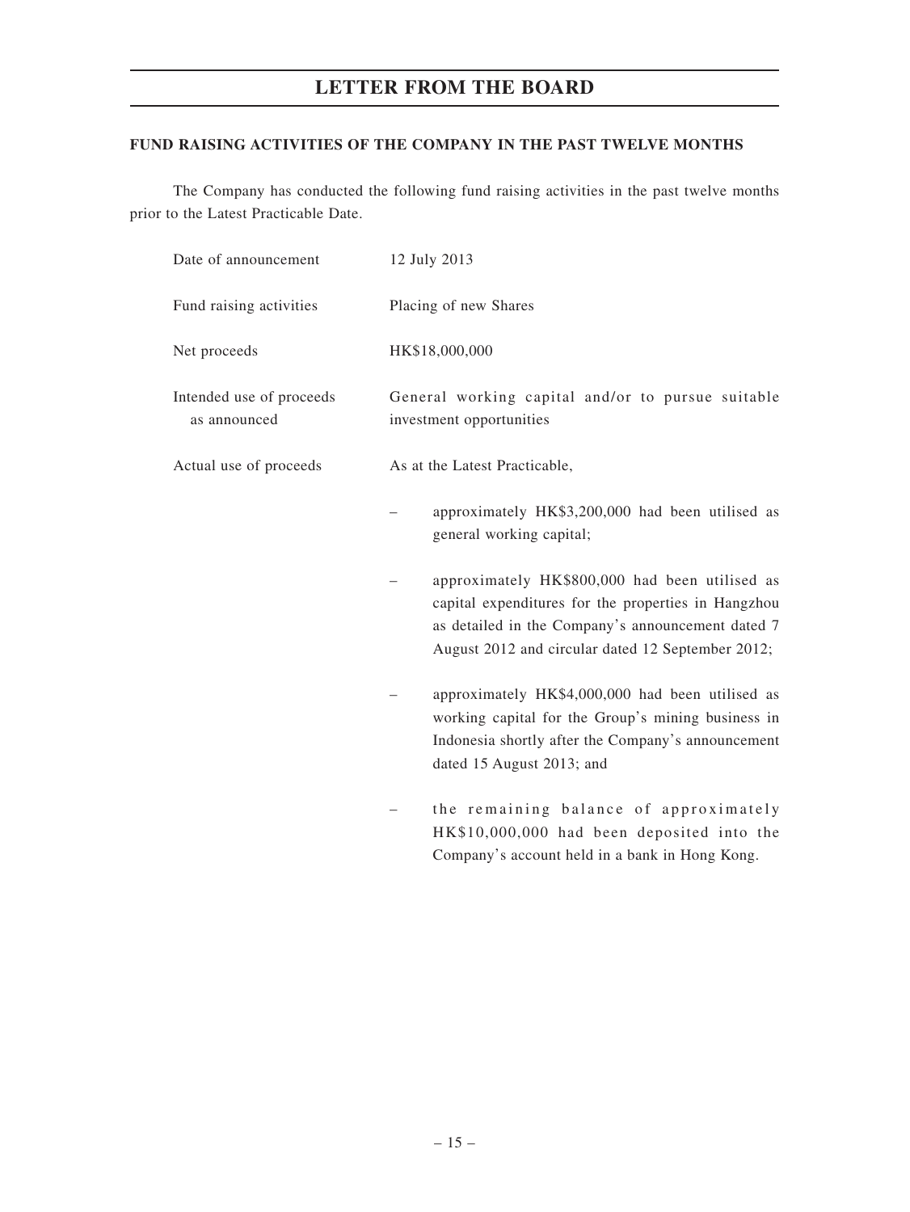## FUND RAISING ACTIVITIES OF THE COMPANY IN THE PAST TWELVE MONTHS

The Company has conducted the following fund raising activities in the past twelve months prior to the Latest Practicable Date.

| | |
|---|---|
| Date of announcement | 12 July 2013 |
| Fund raising activities | Placing of new Shares |
| Net proceeds | HK$18,000,000 |
| Intended use of proceeds as announced | General working capital and/or to pursue suitable investment opportunities |
| Actual use of proceeds | As at the Latest Practicable,<br>– approximately HK$3,200,000 had been utilised as general working capital;<br>– approximately HK$800,000 had been utilised as capital expenditures for the properties in Hangzhou as detailed in the Company's announcement dated 7 August 2012 and circular dated 12 September 2012;<br>– approximately HK$4,000,000 had been utilised as working capital for the Group's mining business in Indonesia shortly after the Company's announcement dated 15 August 2013; and<br>– the remaining balance of approximately HK$10,000,000 had been deposited into the Company's account held in a bank in Hong Kong. |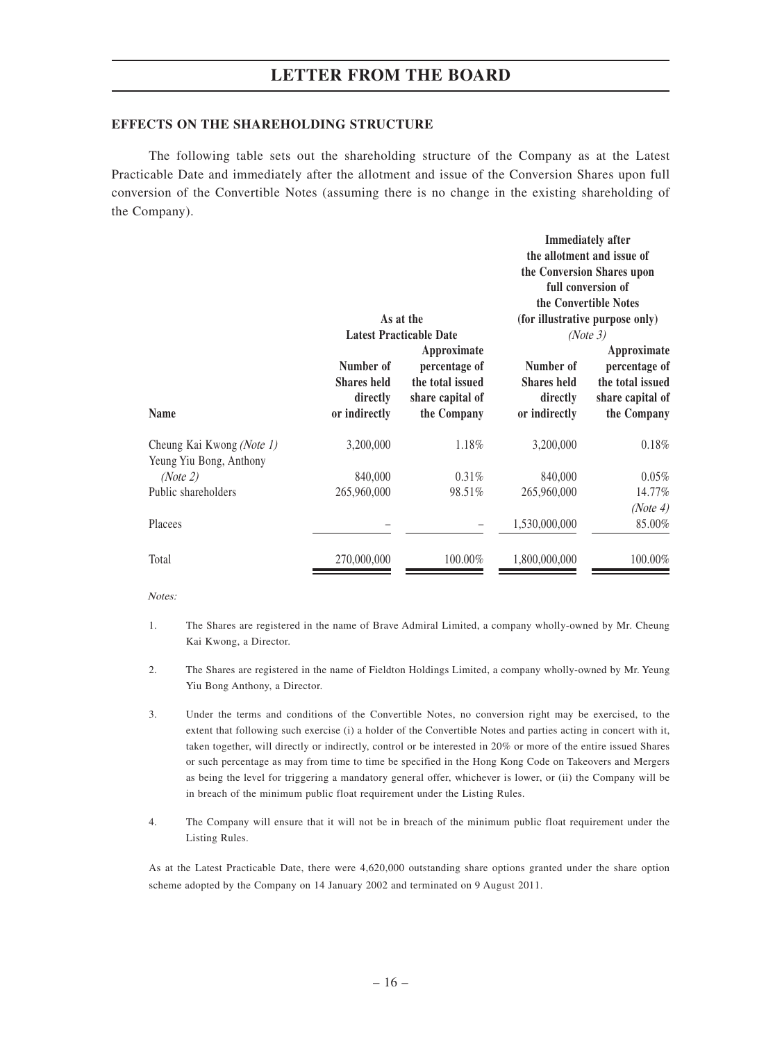## EFFECTS ON THE SHAREHOLDING STRUCTURE

The following table sets out the shareholding structure of the Company as at the Latest Practicable Date and immediately after the allotment and issue of the Conversion Shares upon full conversion of the Convertible Notes (assuming there is no change in the existing shareholding of the Company).

| | As at the Latest Practicable Date | | Immediately after the allotment and issue of the Conversion Shares upon full conversion of the Convertible Notes (for illustrative purpose only) *(Note 3)* | |
|---|---|---|---|---|
| **Name** | **Number of Shares held directly or indirectly** | **Approximate percentage of the total issued share capital of the Company** | **Number of Shares held directly or indirectly** | **Approximate percentage of the total issued share capital of the Company** |
| Cheung Kai Kwong *(Note 1)* | 3,200,000 | 1.18% | 3,200,000 | 0.18% |
| Yeung Yiu Bong, Anthony *(Note 2)* | 840,000 | 0.31% | 840,000 | 0.05% |
| Public shareholders | 265,960,000 | 98.51% | 265,960,000 | 14.77% *(Note 4)* |
| Placees | – | – | 1,530,000,000 | 85.00% |
| Total | 270,000,000 | 100.00% | 1,800,000,000 | 100.00% |

*Notes:*

1. The Shares are registered in the name of Brave Admiral Limited, a company wholly-owned by Mr. Cheung Kai Kwong, a Director.

2. The Shares are registered in the name of Fieldton Holdings Limited, a company wholly-owned by Mr. Yeung Yiu Bong Anthony, a Director.

3. Under the terms and conditions of the Convertible Notes, no conversion right may be exercised, to the extent that following such exercise (i) a holder of the Convertible Notes and parties acting in concert with it, taken together, will directly or indirectly, control or be interested in 20% or more of the entire issued Shares or such percentage as may from time to time be specified in the Hong Kong Code on Takeovers and Mergers as being the level for triggering a mandatory general offer, whichever is lower, or (ii) the Company will be in breach of the minimum public float requirement under the Listing Rules.

4. The Company will ensure that it will not be in breach of the minimum public float requirement under the Listing Rules.

As at the Latest Practicable Date, there were 4,620,000 outstanding share options granted under the share option scheme adopted by the Company on 14 January 2002 and terminated on 9 August 2011.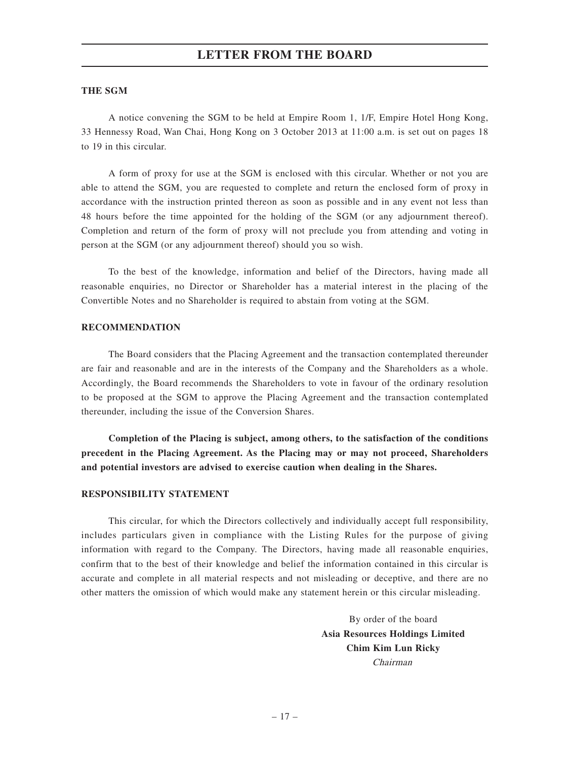## LETTER FROM THE BOARD

### THE SGM

A notice convening the SGM to be held at Empire Room 1, 1/F, Empire Hotel Hong Kong, 33 Hennessy Road, Wan Chai, Hong Kong on 3 October 2013 at 11:00 a.m. is set out on pages 18 to 19 in this circular.

A form of proxy for use at the SGM is enclosed with this circular. Whether or not you are able to attend the SGM, you are requested to complete and return the enclosed form of proxy in accordance with the instruction printed thereon as soon as possible and in any event not less than 48 hours before the time appointed for the holding of the SGM (or any adjournment thereof). Completion and return of the form of proxy will not preclude you from attending and voting in person at the SGM (or any adjournment thereof) should you so wish.

To the best of the knowledge, information and belief of the Directors, having made all reasonable enquiries, no Director or Shareholder has a material interest in the placing of the Convertible Notes and no Shareholder is required to abstain from voting at the SGM.

### RECOMMENDATION

The Board considers that the Placing Agreement and the transaction contemplated thereunder are fair and reasonable and are in the interests of the Company and the Shareholders as a whole. Accordingly, the Board recommends the Shareholders to vote in favour of the ordinary resolution to be proposed at the SGM to approve the Placing Agreement and the transaction contemplated thereunder, including the issue of the Conversion Shares.

**Completion of the Placing is subject, among others, to the satisfaction of the conditions precedent in the Placing Agreement. As the Placing may or may not proceed, Shareholders and potential investors are advised to exercise caution when dealing in the Shares.**

### RESPONSIBILITY STATEMENT

This circular, for which the Directors collectively and individually accept full responsibility, includes particulars given in compliance with the Listing Rules for the purpose of giving information with regard to the Company. The Directors, having made all reasonable enquiries, confirm that to the best of their knowledge and belief the information contained in this circular is accurate and complete in all material respects and not misleading or deceptive, and there are no other matters the omission of which would make any statement herein or this circular misleading.

By order of the board
**Asia Resources Holdings Limited**
**Chim Kim Lun Ricky**
*Chairman*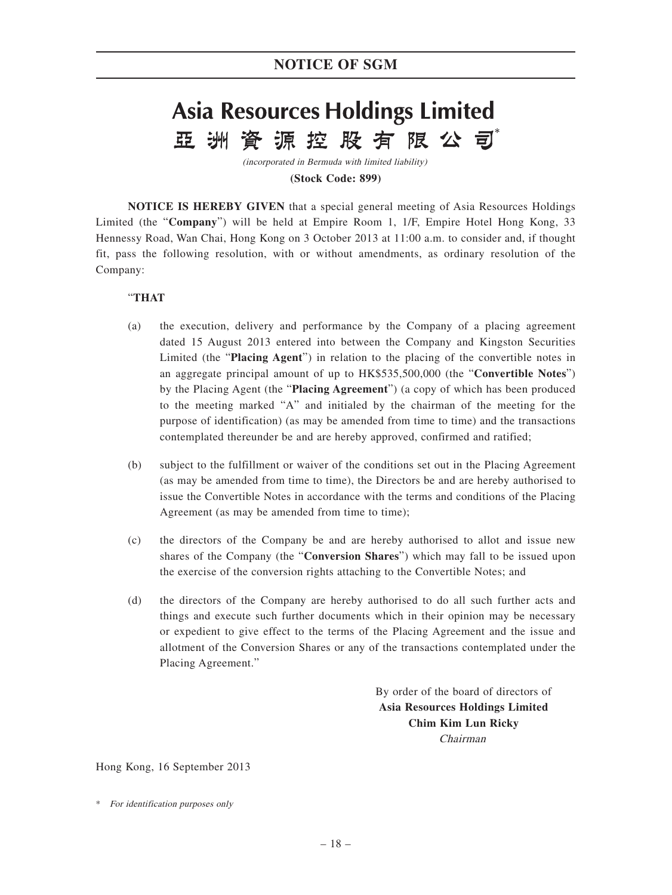# NOTICE OF SGM

# Asia Resources Holdings Limited
# 亞洲資源控股有限公司*

*(incorporated in Bermuda with limited liability)*

**(Stock Code: 899)**

**NOTICE IS HEREBY GIVEN** that a special general meeting of Asia Resources Holdings Limited (the "**Company**") will be held at Empire Room 1, 1/F, Empire Hotel Hong Kong, 33 Hennessy Road, Wan Chai, Hong Kong on 3 October 2013 at 11:00 a.m. to consider and, if thought fit, pass the following resolution, with or without amendments, as ordinary resolution of the Company:

"**THAT**

(a) the execution, delivery and performance by the Company of a placing agreement dated 15 August 2013 entered into between the Company and Kingston Securities Limited (the "**Placing Agent**") in relation to the placing of the convertible notes in an aggregate principal amount of up to HK$535,500,000 (the "**Convertible Notes**") by the Placing Agent (the "**Placing Agreement**") (a copy of which has been produced to the meeting marked "A" and initialed by the chairman of the meeting for the purpose of identification) (as may be amended from time to time) and the transactions contemplated thereunder be and are hereby approved, confirmed and ratified;

(b) subject to the fulfillment or waiver of the conditions set out in the Placing Agreement (as may be amended from time to time), the Directors be and are hereby authorised to issue the Convertible Notes in accordance with the terms and conditions of the Placing Agreement (as may be amended from time to time);

(c) the directors of the Company be and are hereby authorised to allot and issue new shares of the Company (the "**Conversion Shares**") which may fall to be issued upon the exercise of the conversion rights attaching to the Convertible Notes; and

(d) the directors of the Company are hereby authorised to do all such further acts and things and execute such further documents which in their opinion may be necessary or expedient to give effect to the terms of the Placing Agreement and the issue and allotment of the Conversion Shares or any of the transactions contemplated under the Placing Agreement."

By order of the board of directors of
**Asia Resources Holdings Limited**
**Chim Kim Lun Ricky**
*Chairman*

Hong Kong, 16 September 2013

\* *For identification purposes only*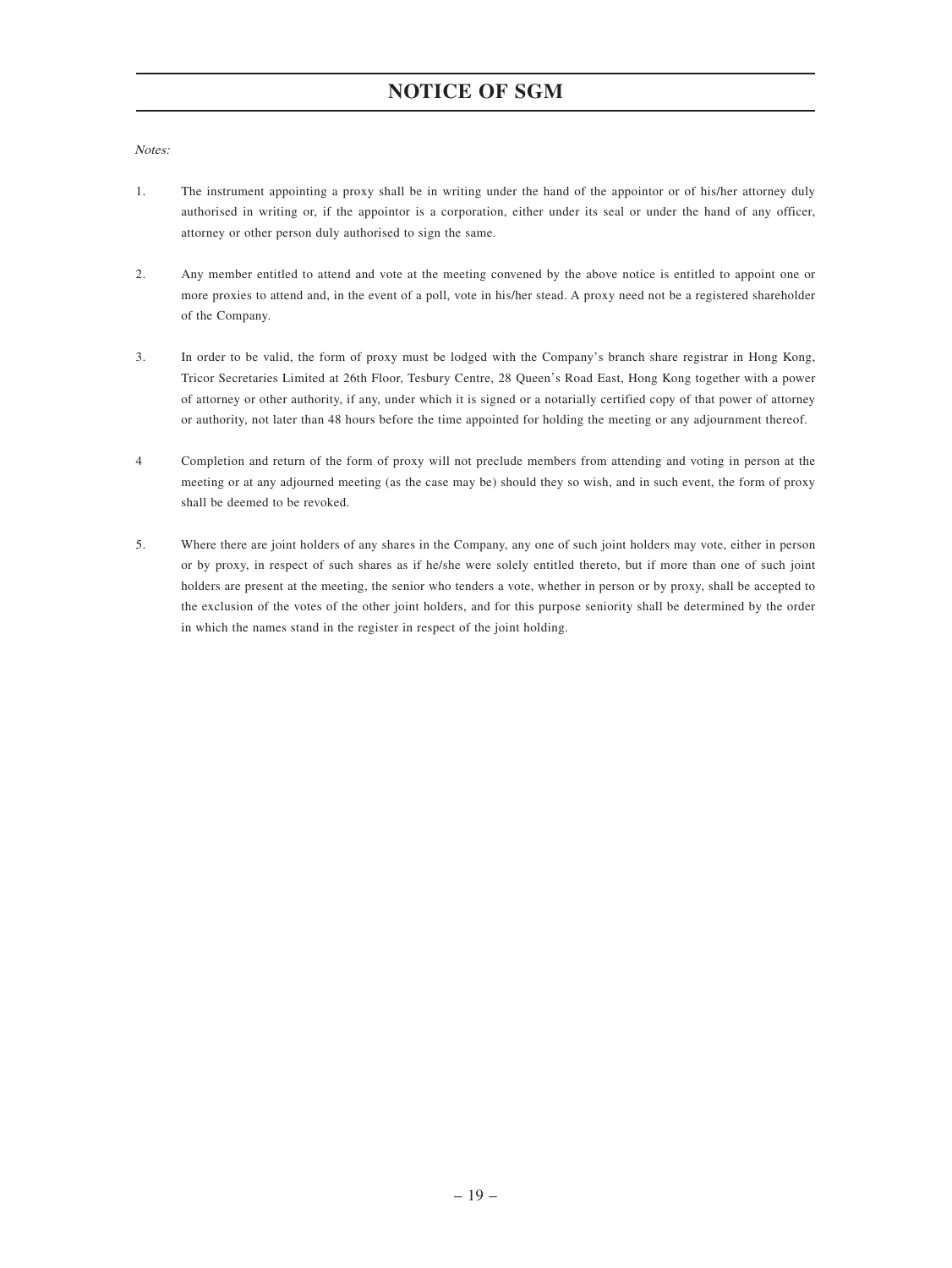# NOTICE OF SGM

*Notes:*

1. The instrument appointing a proxy shall be in writing under the hand of the appointor or of his/her attorney duly authorised in writing or, if the appointor is a corporation, either under its seal or under the hand of any officer, attorney or other person duly authorised to sign the same.

2. Any member entitled to attend and vote at the meeting convened by the above notice is entitled to appoint one or more proxies to attend and, in the event of a poll, vote in his/her stead. A proxy need not be a registered shareholder of the Company.

3. In order to be valid, the form of proxy must be lodged with the Company's branch share registrar in Hong Kong, Tricor Secretaries Limited at 26th Floor, Tesbury Centre, 28 Queen's Road East, Hong Kong together with a power of attorney or other authority, if any, under which it is signed or a notarially certified copy of that power of attorney or authority, not later than 48 hours before the time appointed for holding the meeting or any adjournment thereof.

4 Completion and return of the form of proxy will not preclude members from attending and voting in person at the meeting or at any adjourned meeting (as the case may be) should they so wish, and in such event, the form of proxy shall be deemed to be revoked.

5. Where there are joint holders of any shares in the Company, any one of such joint holders may vote, either in person or by proxy, in respect of such shares as if he/she were solely entitled thereto, but if more than one of such joint holders are present at the meeting, the senior who tenders a vote, whether in person or by proxy, shall be accepted to the exclusion of the votes of the other joint holders, and for this purpose seniority shall be determined by the order in which the names stand in the register in respect of the joint holding.